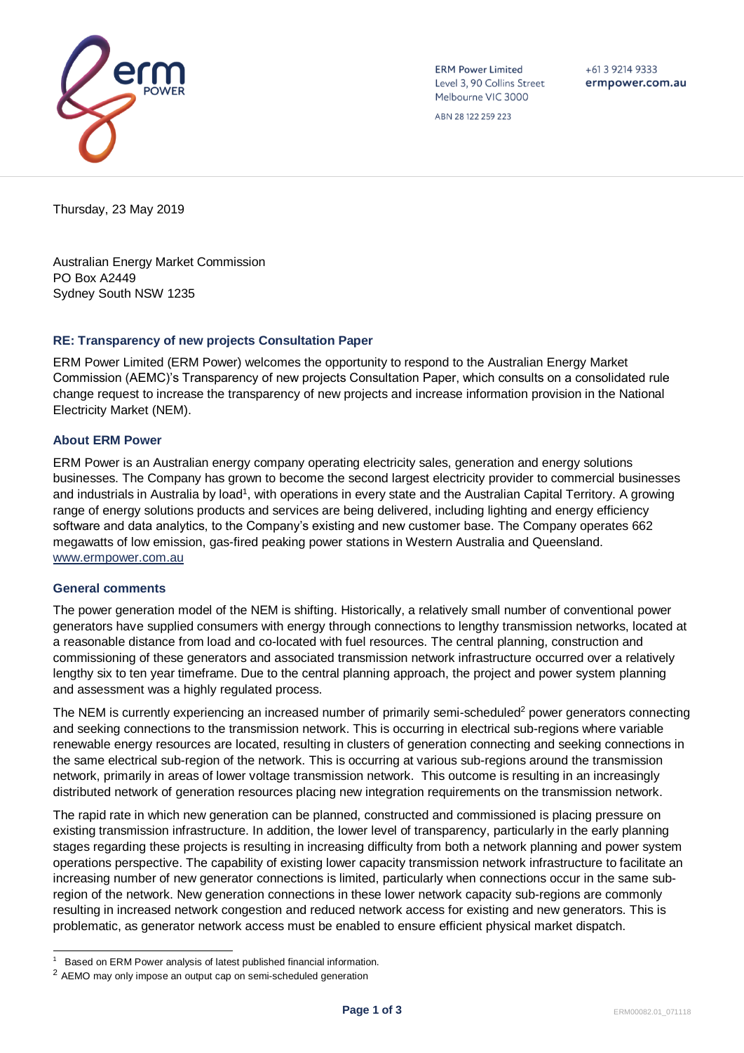ERM Power Limited
Level 3, 90 Collins Street
Melbourne VIC 3000

ABN 28 122 259 223

+61 3 9214 9333
ermpower.com.au

Thursday, 23 May 2019

Australian Energy Market Commission
PO Box A2449
Sydney South NSW 1235

### RE: Transparency of new projects Consultation Paper

ERM Power Limited (ERM Power) welcomes the opportunity to respond to the Australian Energy Market Commission (AEMC)'s Transparency of new projects Consultation Paper, which consults on a consolidated rule change request to increase the transparency of new projects and increase information provision in the National Electricity Market (NEM).

### About ERM Power

ERM Power is an Australian energy company operating electricity sales, generation and energy solutions businesses. The Company has grown to become the second largest electricity provider to commercial businesses and industrials in Australia by load[1], with operations in every state and the Australian Capital Territory. A growing range of energy solutions products and services are being delivered, including lighting and energy efficiency software and data analytics, to the Company's existing and new customer base. The Company operates 662 megawatts of low emission, gas-fired peaking power stations in Western Australia and Queensland.
www.ermpower.com.au

### General comments

The power generation model of the NEM is shifting. Historically, a relatively small number of conventional power generators have supplied consumers with energy through connections to lengthy transmission networks, located at a reasonable distance from load and co-located with fuel resources. The central planning, construction and commissioning of these generators and associated transmission network infrastructure occurred over a relatively lengthy six to ten year timeframe. Due to the central planning approach, the project and power system planning and assessment was a highly regulated process.

The NEM is currently experiencing an increased number of primarily semi-scheduled[2] power generators connecting and seeking connections to the transmission network. This is occurring in electrical sub-regions where variable renewable energy resources are located, resulting in clusters of generation connecting and seeking connections in the same electrical sub-region of the network. This is occurring at various sub-regions around the transmission network, primarily in areas of lower voltage transmission network. This outcome is resulting in an increasingly distributed network of generation resources placing new integration requirements on the transmission network.

The rapid rate in which new generation can be planned, constructed and commissioned is placing pressure on existing transmission infrastructure. In addition, the lower level of transparency, particularly in the early planning stages regarding these projects is resulting in increasing difficulty from both a network planning and power system operations perspective. The capability of existing lower capacity transmission network infrastructure to facilitate an increasing number of new generator connections is limited, particularly when connections occur in the same sub-region of the network. New generation connections in these lower network capacity sub-regions are commonly resulting in increased network congestion and reduced network access for existing and new generators. This is problematic, as generator network access must be enabled to ensure efficient physical market dispatch.

---

[1] Based on ERM Power analysis of latest published financial information.

[2] AEMO may only impose an output cap on semi-scheduled generation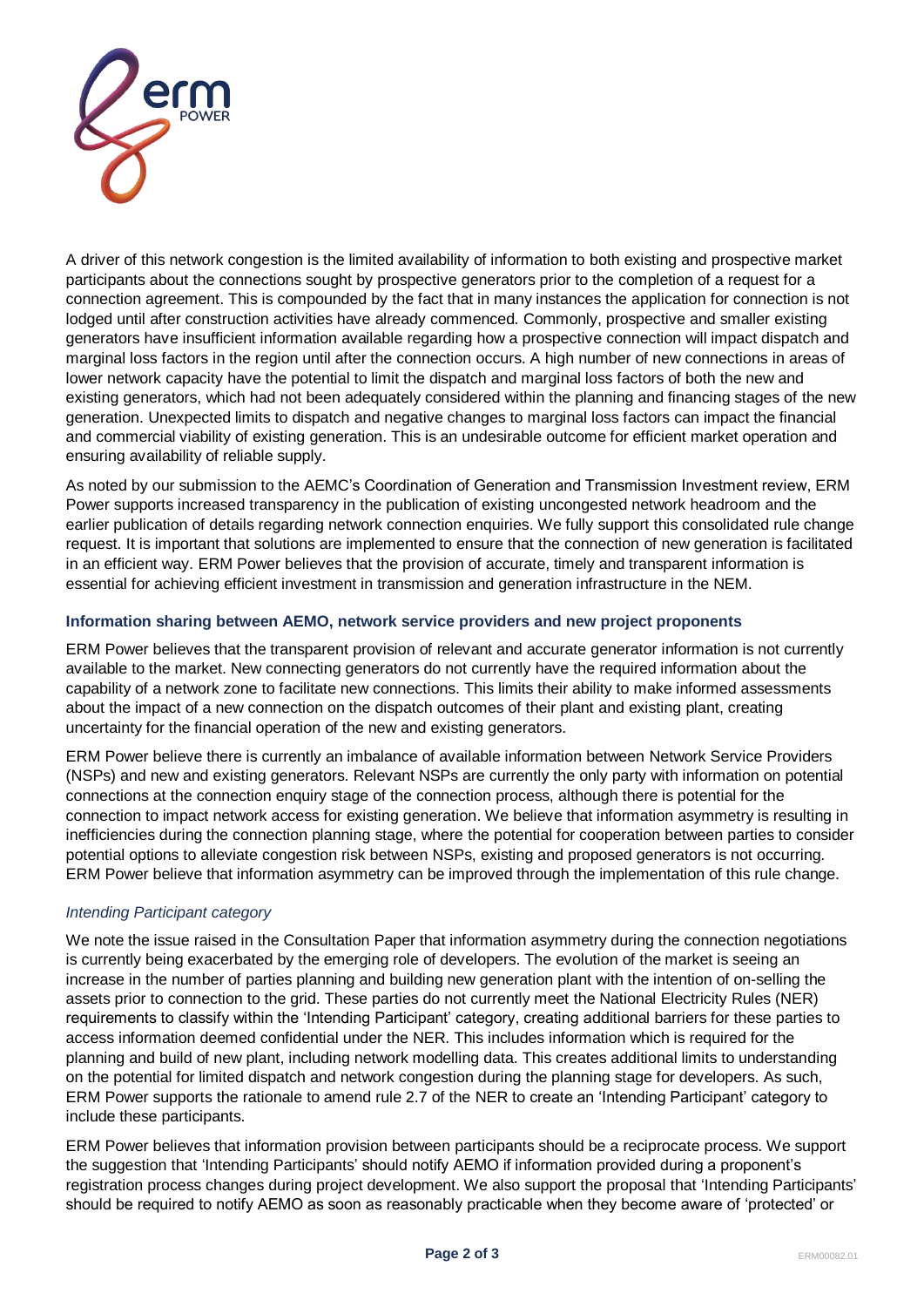A driver of this network congestion is the limited availability of information to both existing and prospective market participants about the connections sought by prospective generators prior to the completion of a request for a connection agreement. This is compounded by the fact that in many instances the application for connection is not lodged until after construction activities have already commenced. Commonly, prospective and smaller existing generators have insufficient information available regarding how a prospective connection will impact dispatch and marginal loss factors in the region until after the connection occurs. A high number of new connections in areas of lower network capacity have the potential to limit the dispatch and marginal loss factors of both the new and existing generators, which had not been adequately considered within the planning and financing stages of the new generation. Unexpected limits to dispatch and negative changes to marginal loss factors can impact the financial and commercial viability of existing generation. This is an undesirable outcome for efficient market operation and ensuring availability of reliable supply.

As noted by our submission to the AEMC's Coordination of Generation and Transmission Investment review, ERM Power supports increased transparency in the publication of existing uncongested network headroom and the earlier publication of details regarding network connection enquiries. We fully support this consolidated rule change request. It is important that solutions are implemented to ensure that the connection of new generation is facilitated in an efficient way. ERM Power believes that the provision of accurate, timely and transparent information is essential for achieving efficient investment in transmission and generation infrastructure in the NEM.

### Information sharing between AEMO, network service providers and new project proponents

ERM Power believes that the transparent provision of relevant and accurate generator information is not currently available to the market. New connecting generators do not currently have the required information about the capability of a network zone to facilitate new connections. This limits their ability to make informed assessments about the impact of a new connection on the dispatch outcomes of their plant and existing plant, creating uncertainty for the financial operation of the new and existing generators.

ERM Power believe there is currently an imbalance of available information between Network Service Providers (NSPs) and new and existing generators. Relevant NSPs are currently the only party with information on potential connections at the connection enquiry stage of the connection process, although there is potential for the connection to impact network access for existing generation. We believe that information asymmetry is resulting in inefficiencies during the connection planning stage, where the potential for cooperation between parties to consider potential options to alleviate congestion risk between NSPs, existing and proposed generators is not occurring. ERM Power believe that information asymmetry can be improved through the implementation of this rule change.

#### *Intending Participant category*

We note the issue raised in the Consultation Paper that information asymmetry during the connection negotiations is currently being exacerbated by the emerging role of developers. The evolution of the market is seeing an increase in the number of parties planning and building new generation plant with the intention of on-selling the assets prior to connection to the grid. These parties do not currently meet the National Electricity Rules (NER) requirements to classify within the 'Intending Participant' category, creating additional barriers for these parties to access information deemed confidential under the NER. This includes information which is required for the planning and build of new plant, including network modelling data. This creates additional limits to understanding on the potential for limited dispatch and network congestion during the planning stage for developers. As such, ERM Power supports the rationale to amend rule 2.7 of the NER to create an 'Intending Participant' category to include these participants.

ERM Power believes that information provision between participants should be a reciprocate process. We support the suggestion that 'Intending Participants' should notify AEMO if information provided during a proponent's registration process changes during project development. We also support the proposal that 'Intending Participants' should be required to notify AEMO as soon as reasonably practicable when they become aware of 'protected' or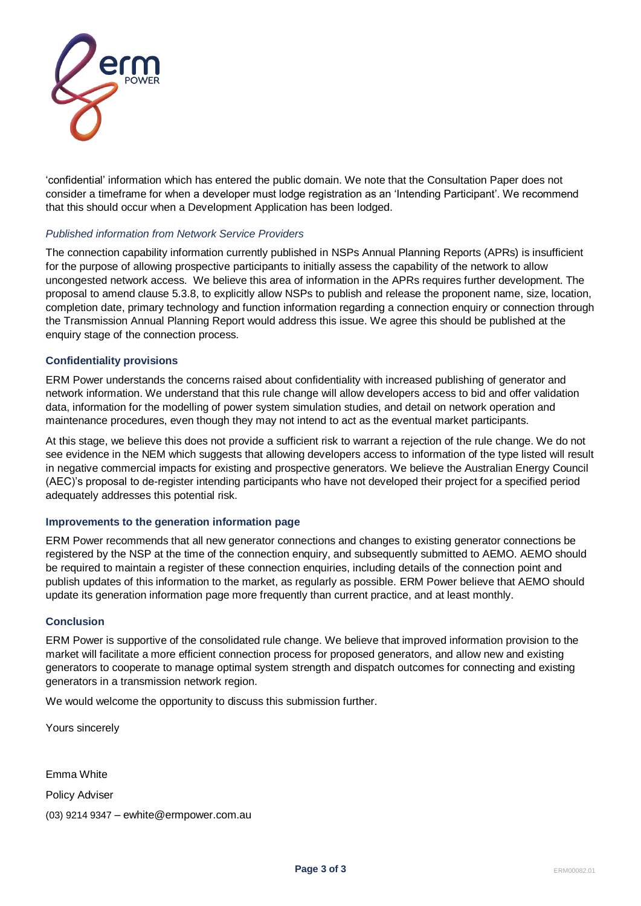'confidential' information which has entered the public domain. We note that the Consultation Paper does not consider a timeframe for when a developer must lodge registration as an 'Intending Participant'. We recommend that this should occur when a Development Application has been lodged.

*Published information from Network Service Providers*

The connection capability information currently published in NSPs Annual Planning Reports (APRs) is insufficient for the purpose of allowing prospective participants to initially assess the capability of the network to allow uncongested network access. We believe this area of information in the APRs requires further development. The proposal to amend clause 5.3.8, to explicitly allow NSPs to publish and release the proponent name, size, location, completion date, primary technology and function information regarding a connection enquiry or connection through the Transmission Annual Planning Report would address this issue. We agree this should be published at the enquiry stage of the connection process.

### Confidentiality provisions

ERM Power understands the concerns raised about confidentiality with increased publishing of generator and network information. We understand that this rule change will allow developers access to bid and offer validation data, information for the modelling of power system simulation studies, and detail on network operation and maintenance procedures, even though they may not intend to act as the eventual market participants.

At this stage, we believe this does not provide a sufficient risk to warrant a rejection of the rule change. We do not see evidence in the NEM which suggests that allowing developers access to information of the type listed will result in negative commercial impacts for existing and prospective generators. We believe the Australian Energy Council (AEC)'s proposal to de-register intending participants who have not developed their project for a specified period adequately addresses this potential risk.

### Improvements to the generation information page

ERM Power recommends that all new generator connections and changes to existing generator connections be registered by the NSP at the time of the connection enquiry, and subsequently submitted to AEMO. AEMO should be required to maintain a register of these connection enquiries, including details of the connection point and publish updates of this information to the market, as regularly as possible. ERM Power believe that AEMO should update its generation information page more frequently than current practice, and at least monthly.

### Conclusion

ERM Power is supportive of the consolidated rule change. We believe that improved information provision to the market will facilitate a more efficient connection process for proposed generators, and allow new and existing generators to cooperate to manage optimal system strength and dispatch outcomes for connecting and existing generators in a transmission network region.

We would welcome the opportunity to discuss this submission further.

Yours sincerely

Emma White

Policy Adviser

(03) 9214 9347 – ewhite@ermpower.com.au